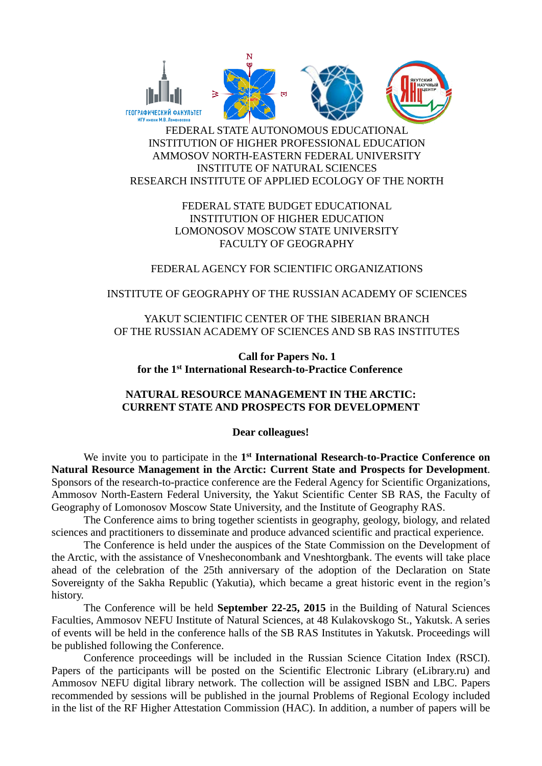FEDERAL STATE AUTONOMOUS EDUCATIONAL INSTITUTION OF HIGHER PROFESSIONAL EDUCATION
AMMOSOV NORTH-EASTERN FEDERAL UNIVERSITY
INSTITUTE OF NATURAL SCIENCES
RESEARCH INSTITUTE OF APPLIED ECOLOGY OF THE NORTH

FEDERAL STATE BUDGET EDUCATIONAL INSTITUTION OF HIGHER EDUCATION
LOMONOSOV MOSCOW STATE UNIVERSITY
FACULTY OF GEOGRAPHY

FEDERAL AGENCY FOR SCIENTIFIC ORGANIZATIONS

INSTITUTE OF GEOGRAPHY OF THE RUSSIAN ACADEMY OF SCIENCES

YAKUT SCIENTIFIC CENTER OF THE SIBERIAN BRANCH OF THE RUSSIAN ACADEMY OF SCIENCES AND SB RAS INSTITUTES

**Call for Papers No. 1**
**for the 1st International Research-to-Practice Conference**

# NATURAL RESOURCE MANAGEMENT IN THE ARCTIC: CURRENT STATE AND PROSPECTS FOR DEVELOPMENT

**Dear colleagues!**

We invite you to participate in the 1st **International Research-to-Practice Conference on Natural Resource Management in the Arctic: Current State and Prospects for Development**. Sponsors of the research-to-practice conference are the Federal Agency for Scientific Organizations, Ammosov North-Eastern Federal University, the Yakut Scientific Center SB RAS, the Faculty of Geography of Lomonosov Moscow State University, and the Institute of Geography RAS.

The Conference aims to bring together scientists in geography, geology, biology, and related sciences and practitioners to disseminate and produce advanced scientific and practical experience.

The Conference is held under the auspices of the State Commission on the Development of the Arctic, with the assistance of Vnesheconombank and Vneshtorgbank. The events will take place ahead of the celebration of the 25th anniversary of the adoption of the Declaration on State Sovereignty of the Sakha Republic (Yakutia), which became a great historic event in the region's history.

The Conference will be held **September 22-25, 2015** in the Building of Natural Sciences Faculties, Ammosov NEFU Institute of Natural Sciences, at 48 Kulakovskogo St., Yakutsk. A series of events will be held in the conference halls of the SB RAS Institutes in Yakutsk. Proceedings will be published following the Conference.

Conference proceedings will be included in the Russian Science Citation Index (RSCI). Papers of the participants will be posted on the Scientific Electronic Library (eLibrary.ru) and Ammosov NEFU digital library network. The collection will be assigned ISBN and LBC. Papers recommended by sessions will be published in the journal Problems of Regional Ecology included in the list of the RF Higher Attestation Commission (HAC). In addition, a number of papers will be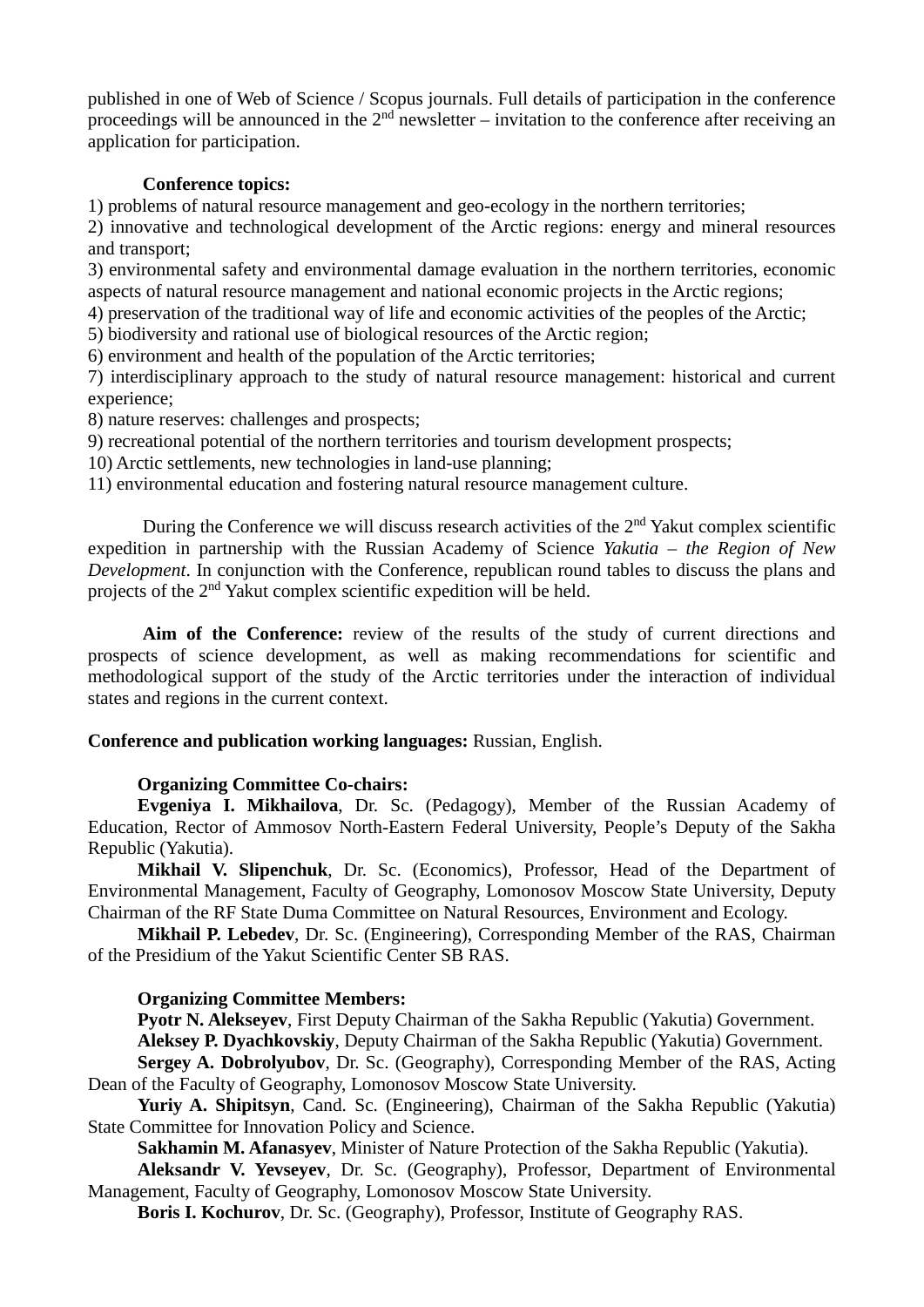published in one of Web of Science / Scopus journals. Full details of participation in the conference proceedings will be announced in the 2nd newsletter – invitation to the conference after receiving an application for participation.

**Conference topics:**

1) problems of natural resource management and geo-ecology in the northern territories;
2) innovative and technological development of the Arctic regions: energy and mineral resources and transport;
3) environmental safety and environmental damage evaluation in the northern territories, economic aspects of natural resource management and national economic projects in the Arctic regions;
4) preservation of the traditional way of life and economic activities of the peoples of the Arctic;
5) biodiversity and rational use of biological resources of the Arctic region;
6) environment and health of the population of the Arctic territories;
7) interdisciplinary approach to the study of natural resource management: historical and current experience;
8) nature reserves: challenges and prospects;
9) recreational potential of the northern territories and tourism development prospects;
10) Arctic settlements, new technologies in land-use planning;
11) environmental education and fostering natural resource management culture.

During the Conference we will discuss research activities of the 2nd Yakut complex scientific expedition in partnership with the Russian Academy of Science *Yakutia – the Region of New Development*. In conjunction with the Conference, republican round tables to discuss the plans and projects of the 2nd Yakut complex scientific expedition will be held.

**Aim of the Conference:** review of the results of the study of current directions and prospects of science development, as well as making recommendations for scientific and methodological support of the study of the Arctic territories under the interaction of individual states and regions in the current context.

**Conference and publication working languages:** Russian, English.

**Organizing Committee Co-chairs:**

**Evgeniya I. Mikhailova**, Dr. Sc. (Pedagogy), Member of the Russian Academy of Education, Rector of Ammosov North-Eastern Federal University, People's Deputy of the Sakha Republic (Yakutia).

**Mikhail V. Slipenchuk**, Dr. Sc. (Economics), Professor, Head of the Department of Environmental Management, Faculty of Geography, Lomonosov Moscow State University, Deputy Chairman of the RF State Duma Committee on Natural Resources, Environment and Ecology.

**Mikhail P. Lebedev**, Dr. Sc. (Engineering), Corresponding Member of the RAS, Chairman of the Presidium of the Yakut Scientific Center SB RAS.

**Organizing Committee Members:**

**Pyotr N. Alekseyev**, First Deputy Chairman of the Sakha Republic (Yakutia) Government.

**Aleksey P. Dyachkovskiy**, Deputy Chairman of the Sakha Republic (Yakutia) Government.

**Sergey A. Dobrolyubov**, Dr. Sc. (Geography), Corresponding Member of the RAS, Acting Dean of the Faculty of Geography, Lomonosov Moscow State University.

**Yuriy A. Shipitsyn**, Cand. Sc. (Engineering), Chairman of the Sakha Republic (Yakutia) State Committee for Innovation Policy and Science.

**Sakhamin M. Afanasyev**, Minister of Nature Protection of the Sakha Republic (Yakutia).

**Aleksandr V. Yevseyev**, Dr. Sc. (Geography), Professor, Department of Environmental Management, Faculty of Geography, Lomonosov Moscow State University.

**Boris I. Kochurov**, Dr. Sc. (Geography), Professor, Institute of Geography RAS.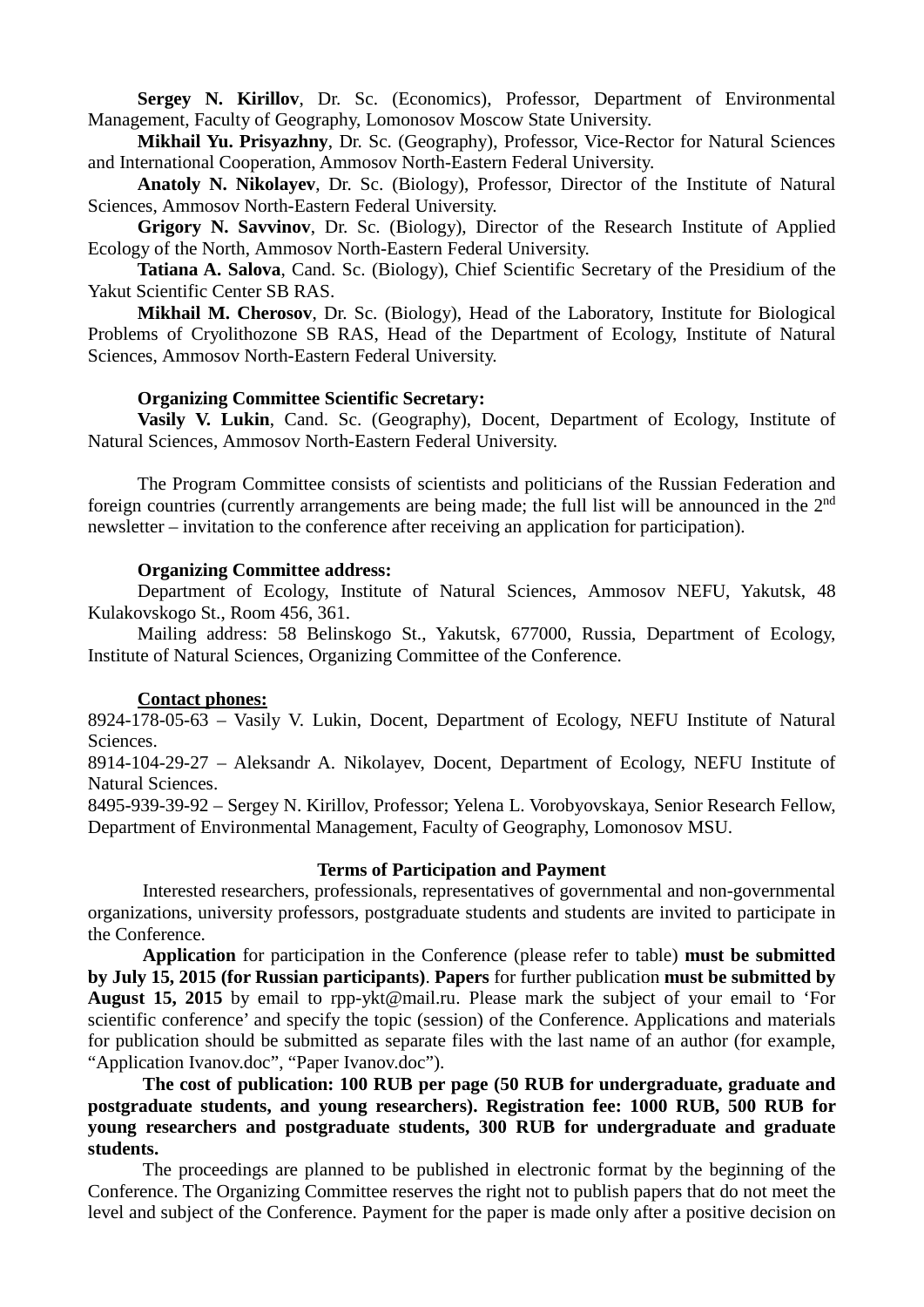**Sergey N. Kirillov**, Dr. Sc. (Economics), Professor, Department of Environmental Management, Faculty of Geography, Lomonosov Moscow State University.

**Mikhail Yu. Prisyazhny**, Dr. Sc. (Geography), Professor, Vice-Rector for Natural Sciences and International Cooperation, Ammosov North-Eastern Federal University.

**Anatoly N. Nikolayev**, Dr. Sc. (Biology), Professor, Director of the Institute of Natural Sciences, Ammosov North-Eastern Federal University.

**Grigory N. Savvinov**, Dr. Sc. (Biology), Director of the Research Institute of Applied Ecology of the North, Ammosov North-Eastern Federal University.

**Tatiana A. Salova**, Cand. Sc. (Biology), Chief Scientific Secretary of the Presidium of the Yakut Scientific Center SB RAS.

**Mikhail M. Cherosov**, Dr. Sc. (Biology), Head of the Laboratory, Institute for Biological Problems of Cryolithozone SB RAS, Head of the Department of Ecology, Institute of Natural Sciences, Ammosov North-Eastern Federal University.

**Organizing Committee Scientific Secretary:**

**Vasily V. Lukin**, Cand. Sc. (Geography), Docent, Department of Ecology, Institute of Natural Sciences, Ammosov North-Eastern Federal University.

The Program Committee consists of scientists and politicians of the Russian Federation and foreign countries (currently arrangements are being made; the full list will be announced in the 2nd newsletter – invitation to the conference after receiving an application for participation).

**Organizing Committee address:**

Department of Ecology, Institute of Natural Sciences, Ammosov NEFU, Yakutsk, 48 Kulakovskogo St., Room 456, 361.

Mailing address: 58 Belinskogo St., Yakutsk, 677000, Russia, Department of Ecology, Institute of Natural Sciences, Organizing Committee of the Conference.

**Contact phones:**

8924-178-05-63 – Vasily V. Lukin, Docent, Department of Ecology, NEFU Institute of Natural Sciences.

8914-104-29-27 – Aleksandr A. Nikolayev, Docent, Department of Ecology, NEFU Institute of Natural Sciences.

8495-939-39-92 – Sergey N. Kirillov, Professor; Yelena L. Vorobyovskaya, Senior Research Fellow, Department of Environmental Management, Faculty of Geography, Lomonosov MSU.

### Terms of Participation and Payment

Interested researchers, professionals, representatives of governmental and non-governmental organizations, university professors, postgraduate students and students are invited to participate in the Conference.

**Application** for participation in the Conference (please refer to table) **must be submitted by July 15, 2015 (for Russian participants)**. **Papers** for further publication **must be submitted by August 15, 2015** by email to rpp-ykt@mail.ru. Please mark the subject of your email to 'For scientific conference' and specify the topic (session) of the Conference. Applications and materials for publication should be submitted as separate files with the last name of an author (for example, "Application Ivanov.doc", "Paper Ivanov.doc").

**The cost of publication: 100 RUB per page (50 RUB for undergraduate, graduate and postgraduate students, and young researchers). Registration fee: 1000 RUB, 500 RUB for young researchers and postgraduate students, 300 RUB for undergraduate and graduate students.**

The proceedings are planned to be published in electronic format by the beginning of the Conference. The Organizing Committee reserves the right not to publish papers that do not meet the level and subject of the Conference. Payment for the paper is made only after a positive decision on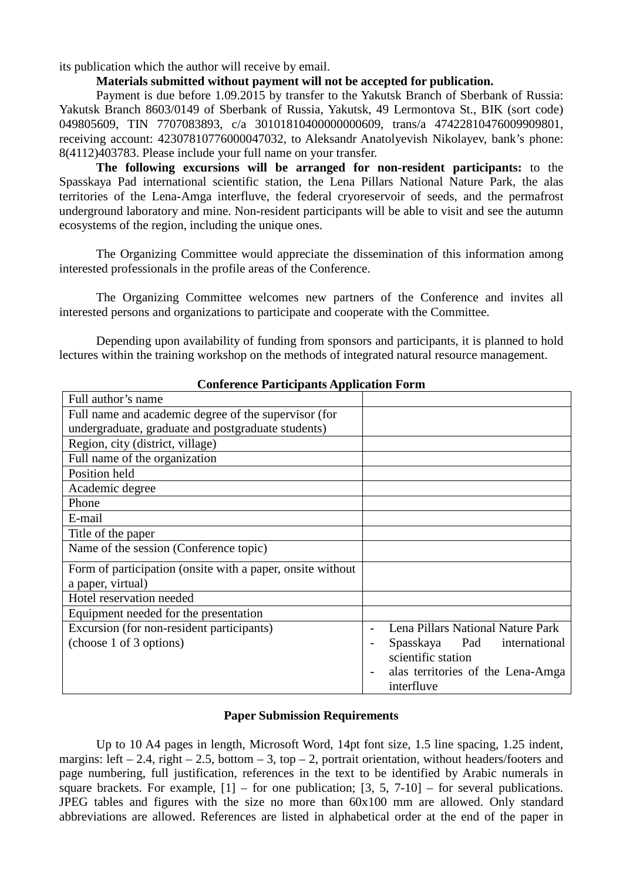its publication which the author will receive by email.

**Materials submitted without payment will not be accepted for publication.**

Payment is due before 1.09.2015 by transfer to the Yakutsk Branch of Sberbank of Russia: Yakutsk Branch 8603/0149 of Sberbank of Russia, Yakutsk, 49 Lermontova St., BIK (sort code) 049805609, TIN 7707083893, c/a 30101810400000000609, trans/a 47422810476009909801, receiving account: 42307810776000047032, to Aleksandr Anatolyevish Nikolayev, bank's phone: 8(4112)403783. Please include your full name on your transfer.

**The following excursions will be arranged for non-resident participants:** to the Spasskaya Pad international scientific station, the Lena Pillars National Nature Park, the alas territories of the Lena-Amga interfluve, the federal cryoreservoir of seeds, and the permafrost underground laboratory and mine. Non-resident participants will be able to visit and see the autumn ecosystems of the region, including the unique ones.

The Organizing Committee would appreciate the dissemination of this information among interested professionals in the profile areas of the Conference.

The Organizing Committee welcomes new partners of the Conference and invites all interested persons and organizations to participate and cooperate with the Committee.

Depending upon availability of funding from sponsors and participants, it is planned to hold lectures within the training workshop on the methods of integrated natural resource management.

**Conference Participants Application Form**

| | |
|---|---|
| Full author's name | |
| Full name and academic degree of the supervisor (for undergraduate, graduate and postgraduate students) | |
| Region, city (district, village) | |
| Full name of the organization | |
| Position held | |
| Academic degree | |
| Phone | |
| E-mail | |
| Title of the paper | |
| Name of the session (Conference topic) | |
| Form of participation (onsite with a paper, onsite without a paper, virtual) | |
| Hotel reservation needed | |
| Equipment needed for the presentation | |
| Excursion (for non-resident participants) (choose 1 of 3 options) | - Lena Pillars National Nature Park<br>- Spasskaya Pad international scientific station<br>- alas territories of the Lena-Amga interfluve |

**Paper Submission Requirements**

Up to 10 A4 pages in length, Microsoft Word, 14pt font size, 1.5 line spacing, 1.25 indent, margins: left – 2.4, right – 2.5, bottom – 3, top – 2, portrait orientation, without headers/footers and page numbering, full justification, references in the text to be identified by Arabic numerals in square brackets. For example, [1] – for one publication; [3, 5, 7-10] – for several publications. JPEG tables and figures with the size no more than 60x100 mm are allowed. Only standard abbreviations are allowed. References are listed in alphabetical order at the end of the paper in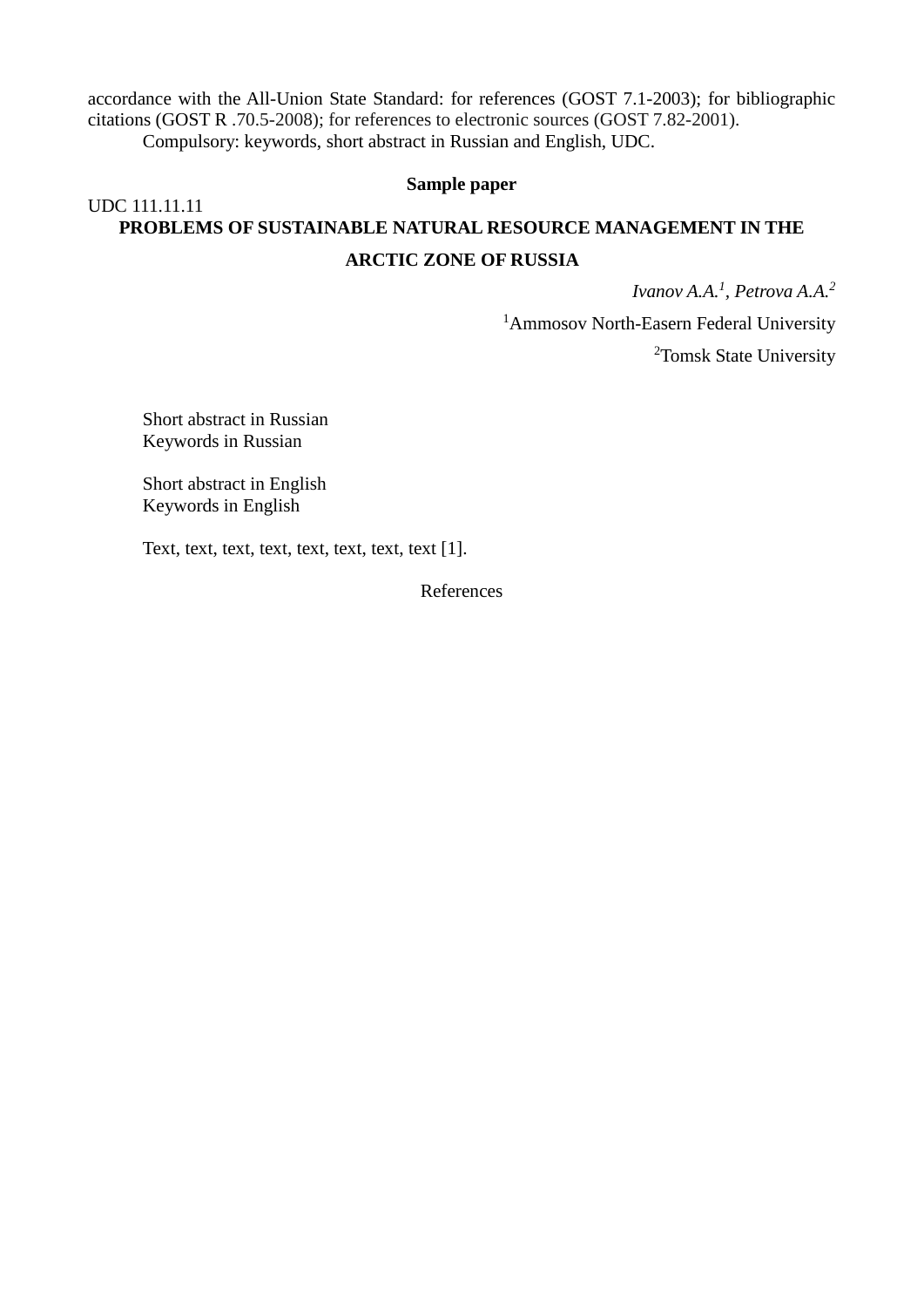accordance with the All-Union State Standard: for references (GOST 7.1-2003); for bibliographic citations (GOST R .70.5-2008); for references to electronic sources (GOST 7.82-2001).

Compulsory: keywords, short abstract in Russian and English, UDC.

**Sample paper**

UDC 111.11.11

**PROBLEMS OF SUSTAINABLE NATURAL RESOURCE MANAGEMENT IN THE ARCTIC ZONE OF RUSSIA**

*Ivanov A.A.[1], Petrova A.A.[2]*

[1]Ammosov North-Easern Federal University

[2]Tomsk State University

Short abstract in Russian
Keywords in Russian

Short abstract in English
Keywords in English

Text, text, text, text, text, text, text, text [1].

References